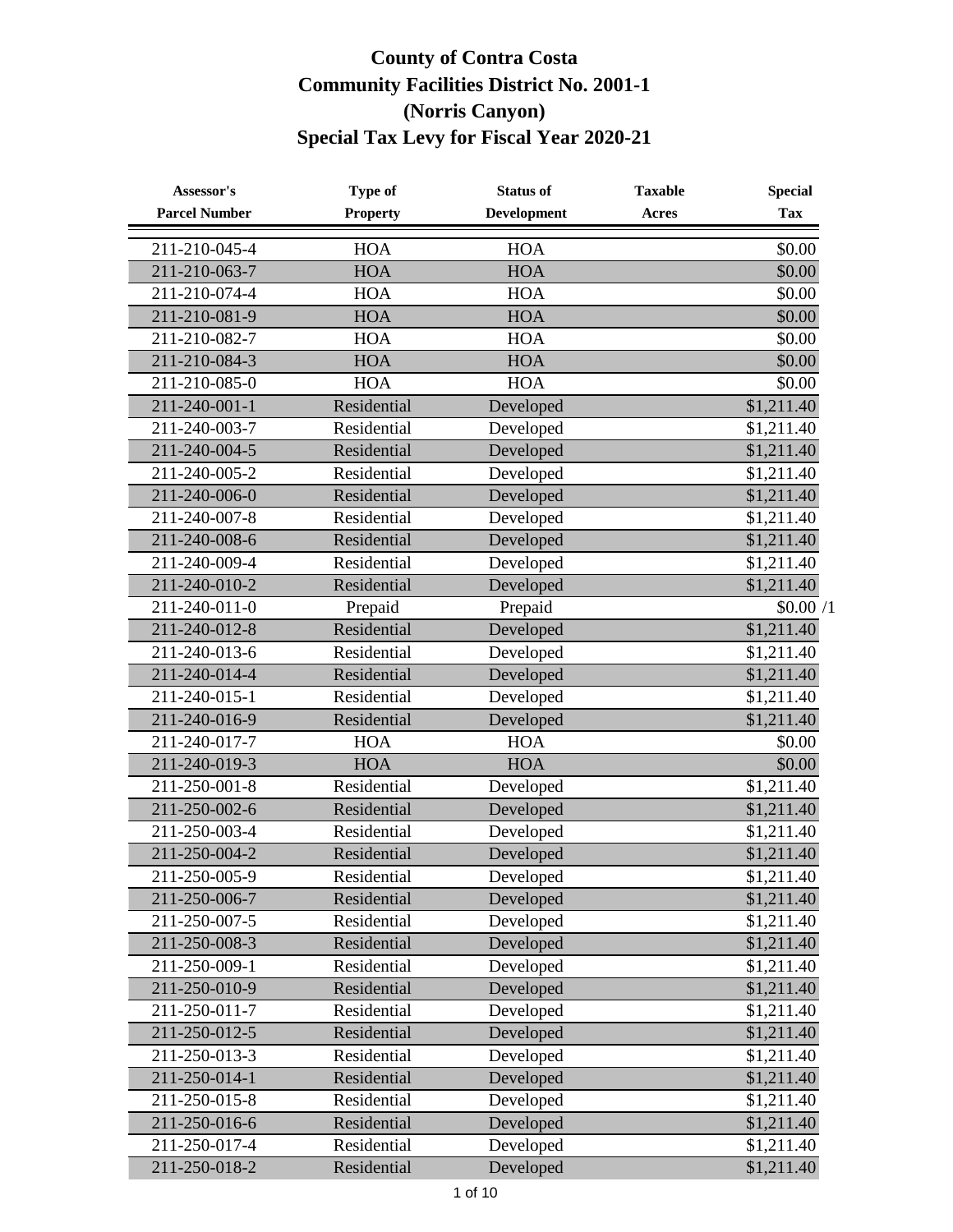# County of Contra Costa
# Community Facilities District No. 2001-1
# (Norris Canyon)
# Special Tax Levy for Fiscal Year 2020-21

| Assessor's Parcel Number | Type of Property | Status of Development | Taxable Acres | Special Tax |
|---|---|---|---|---|
| 211-210-045-4 | HOA | HOA | | $0.00 |
| 211-210-063-7 | HOA | HOA | | $0.00 |
| 211-210-074-4 | HOA | HOA | | $0.00 |
| 211-210-081-9 | HOA | HOA | | $0.00 |
| 211-210-082-7 | HOA | HOA | | $0.00 |
| 211-210-084-3 | HOA | HOA | | $0.00 |
| 211-210-085-0 | HOA | HOA | | $0.00 |
| 211-240-001-1 | Residential | Developed | | $1,211.40 |
| 211-240-003-7 | Residential | Developed | | $1,211.40 |
| 211-240-004-5 | Residential | Developed | | $1,211.40 |
| 211-240-005-2 | Residential | Developed | | $1,211.40 |
| 211-240-006-0 | Residential | Developed | | $1,211.40 |
| 211-240-007-8 | Residential | Developed | | $1,211.40 |
| 211-240-008-6 | Residential | Developed | | $1,211.40 |
| 211-240-009-4 | Residential | Developed | | $1,211.40 |
| 211-240-010-2 | Residential | Developed | | $1,211.40 |
| 211-240-011-0 | Prepaid | Prepaid | | $0.00 /1 |
| 211-240-012-8 | Residential | Developed | | $1,211.40 |
| 211-240-013-6 | Residential | Developed | | $1,211.40 |
| 211-240-014-4 | Residential | Developed | | $1,211.40 |
| 211-240-015-1 | Residential | Developed | | $1,211.40 |
| 211-240-016-9 | Residential | Developed | | $1,211.40 |
| 211-240-017-7 | HOA | HOA | | $0.00 |
| 211-240-019-3 | HOA | HOA | | $0.00 |
| 211-250-001-8 | Residential | Developed | | $1,211.40 |
| 211-250-002-6 | Residential | Developed | | $1,211.40 |
| 211-250-003-4 | Residential | Developed | | $1,211.40 |
| 211-250-004-2 | Residential | Developed | | $1,211.40 |
| 211-250-005-9 | Residential | Developed | | $1,211.40 |
| 211-250-006-7 | Residential | Developed | | $1,211.40 |
| 211-250-007-5 | Residential | Developed | | $1,211.40 |
| 211-250-008-3 | Residential | Developed | | $1,211.40 |
| 211-250-009-1 | Residential | Developed | | $1,211.40 |
| 211-250-010-9 | Residential | Developed | | $1,211.40 |
| 211-250-011-7 | Residential | Developed | | $1,211.40 |
| 211-250-012-5 | Residential | Developed | | $1,211.40 |
| 211-250-013-3 | Residential | Developed | | $1,211.40 |
| 211-250-014-1 | Residential | Developed | | $1,211.40 |
| 211-250-015-8 | Residential | Developed | | $1,211.40 |
| 211-250-016-6 | Residential | Developed | | $1,211.40 |
| 211-250-017-4 | Residential | Developed | | $1,211.40 |
| 211-250-018-2 | Residential | Developed | | $1,211.40 |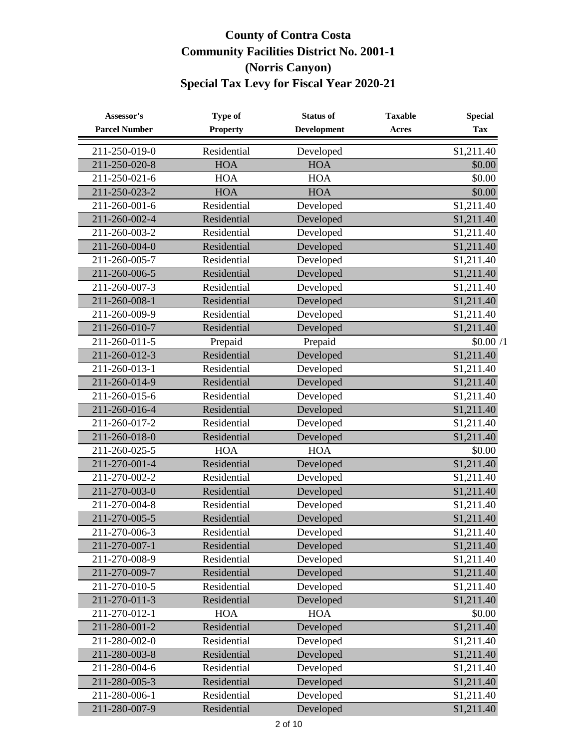# County of Contra Costa
## Community Facilities District No. 2001-1
## (Norris Canyon)
## Special Tax Levy for Fiscal Year 2020-21

| Assessor's Parcel Number | Type of Property | Status of Development | Taxable Acres | Special Tax |
|---|---|---|---|---|
| 211-250-019-0 | Residential | Developed | | $1,211.40 |
| 211-250-020-8 | HOA | HOA | | $0.00 |
| 211-250-021-6 | HOA | HOA | | $0.00 |
| 211-250-023-2 | HOA | HOA | | $0.00 |
| 211-260-001-6 | Residential | Developed | | $1,211.40 |
| 211-260-002-4 | Residential | Developed | | $1,211.40 |
| 211-260-003-2 | Residential | Developed | | $1,211.40 |
| 211-260-004-0 | Residential | Developed | | $1,211.40 |
| 211-260-005-7 | Residential | Developed | | $1,211.40 |
| 211-260-006-5 | Residential | Developed | | $1,211.40 |
| 211-260-007-3 | Residential | Developed | | $1,211.40 |
| 211-260-008-1 | Residential | Developed | | $1,211.40 |
| 211-260-009-9 | Residential | Developed | | $1,211.40 |
| 211-260-010-7 | Residential | Developed | | $1,211.40 |
| 211-260-011-5 | Prepaid | Prepaid | | $0.00 /1 |
| 211-260-012-3 | Residential | Developed | | $1,211.40 |
| 211-260-013-1 | Residential | Developed | | $1,211.40 |
| 211-260-014-9 | Residential | Developed | | $1,211.40 |
| 211-260-015-6 | Residential | Developed | | $1,211.40 |
| 211-260-016-4 | Residential | Developed | | $1,211.40 |
| 211-260-017-2 | Residential | Developed | | $1,211.40 |
| 211-260-018-0 | Residential | Developed | | $1,211.40 |
| 211-260-025-5 | HOA | HOA | | $0.00 |
| 211-270-001-4 | Residential | Developed | | $1,211.40 |
| 211-270-002-2 | Residential | Developed | | $1,211.40 |
| 211-270-003-0 | Residential | Developed | | $1,211.40 |
| 211-270-004-8 | Residential | Developed | | $1,211.40 |
| 211-270-005-5 | Residential | Developed | | $1,211.40 |
| 211-270-006-3 | Residential | Developed | | $1,211.40 |
| 211-270-007-1 | Residential | Developed | | $1,211.40 |
| 211-270-008-9 | Residential | Developed | | $1,211.40 |
| 211-270-009-7 | Residential | Developed | | $1,211.40 |
| 211-270-010-5 | Residential | Developed | | $1,211.40 |
| 211-270-011-3 | Residential | Developed | | $1,211.40 |
| 211-270-012-1 | HOA | HOA | | $0.00 |
| 211-280-001-2 | Residential | Developed | | $1,211.40 |
| 211-280-002-0 | Residential | Developed | | $1,211.40 |
| 211-280-003-8 | Residential | Developed | | $1,211.40 |
| 211-280-004-6 | Residential | Developed | | $1,211.40 |
| 211-280-005-3 | Residential | Developed | | $1,211.40 |
| 211-280-006-1 | Residential | Developed | | $1,211.40 |
| 211-280-007-9 | Residential | Developed | | $1,211.40 |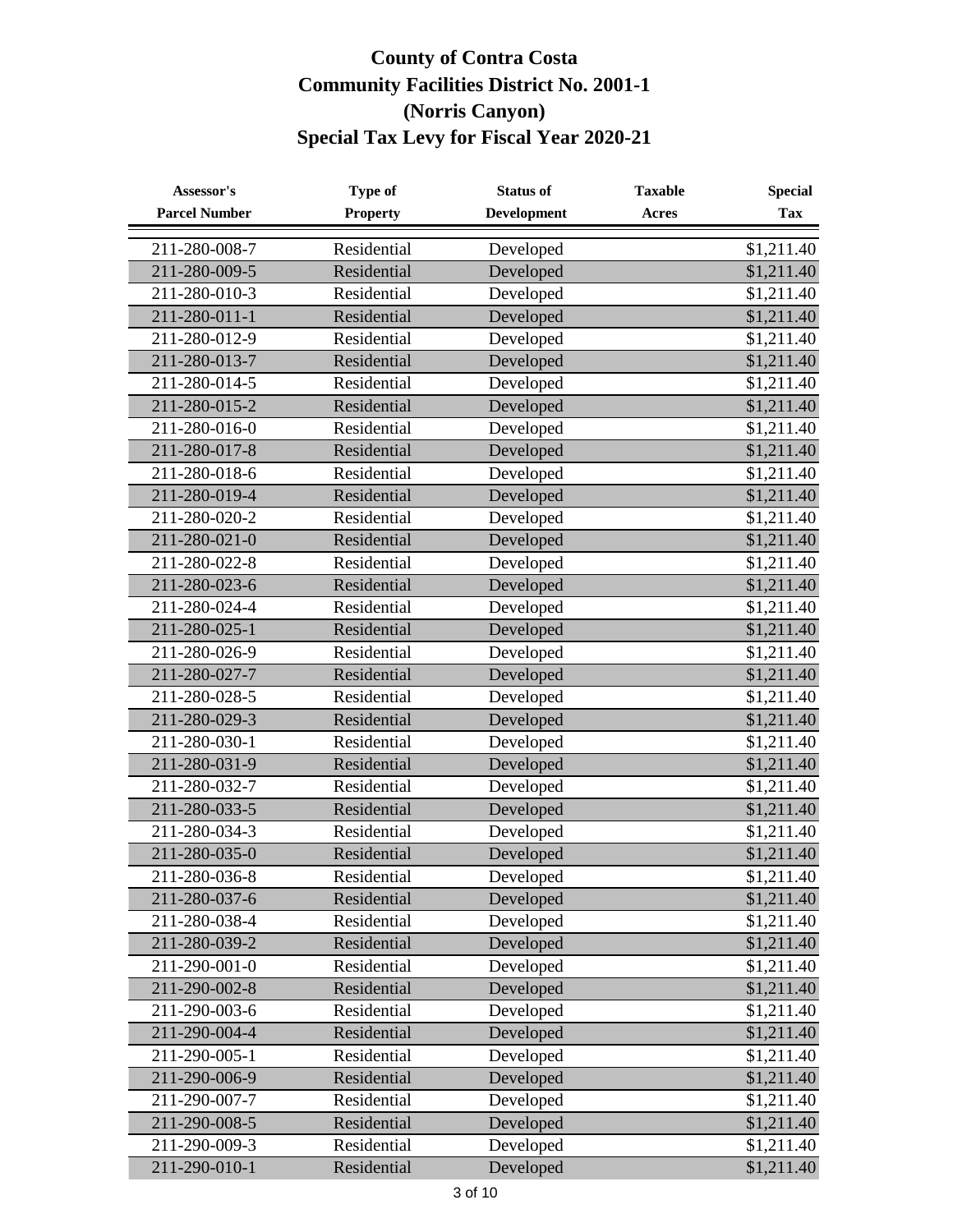# County of Contra Costa
# Community Facilities District No. 2001-1
# (Norris Canyon)
# Special Tax Levy for Fiscal Year 2020-21

| Assessor's Parcel Number | Type of Property | Status of Development | Taxable Acres | Special Tax |
|---|---|---|---|---|
| 211-280-008-7 | Residential | Developed | | $1,211.40 |
| 211-280-009-5 | Residential | Developed | | $1,211.40 |
| 211-280-010-3 | Residential | Developed | | $1,211.40 |
| 211-280-011-1 | Residential | Developed | | $1,211.40 |
| 211-280-012-9 | Residential | Developed | | $1,211.40 |
| 211-280-013-7 | Residential | Developed | | $1,211.40 |
| 211-280-014-5 | Residential | Developed | | $1,211.40 |
| 211-280-015-2 | Residential | Developed | | $1,211.40 |
| 211-280-016-0 | Residential | Developed | | $1,211.40 |
| 211-280-017-8 | Residential | Developed | | $1,211.40 |
| 211-280-018-6 | Residential | Developed | | $1,211.40 |
| 211-280-019-4 | Residential | Developed | | $1,211.40 |
| 211-280-020-2 | Residential | Developed | | $1,211.40 |
| 211-280-021-0 | Residential | Developed | | $1,211.40 |
| 211-280-022-8 | Residential | Developed | | $1,211.40 |
| 211-280-023-6 | Residential | Developed | | $1,211.40 |
| 211-280-024-4 | Residential | Developed | | $1,211.40 |
| 211-280-025-1 | Residential | Developed | | $1,211.40 |
| 211-280-026-9 | Residential | Developed | | $1,211.40 |
| 211-280-027-7 | Residential | Developed | | $1,211.40 |
| 211-280-028-5 | Residential | Developed | | $1,211.40 |
| 211-280-029-3 | Residential | Developed | | $1,211.40 |
| 211-280-030-1 | Residential | Developed | | $1,211.40 |
| 211-280-031-9 | Residential | Developed | | $1,211.40 |
| 211-280-032-7 | Residential | Developed | | $1,211.40 |
| 211-280-033-5 | Residential | Developed | | $1,211.40 |
| 211-280-034-3 | Residential | Developed | | $1,211.40 |
| 211-280-035-0 | Residential | Developed | | $1,211.40 |
| 211-280-036-8 | Residential | Developed | | $1,211.40 |
| 211-280-037-6 | Residential | Developed | | $1,211.40 |
| 211-280-038-4 | Residential | Developed | | $1,211.40 |
| 211-280-039-2 | Residential | Developed | | $1,211.40 |
| 211-290-001-0 | Residential | Developed | | $1,211.40 |
| 211-290-002-8 | Residential | Developed | | $1,211.40 |
| 211-290-003-6 | Residential | Developed | | $1,211.40 |
| 211-290-004-4 | Residential | Developed | | $1,211.40 |
| 211-290-005-1 | Residential | Developed | | $1,211.40 |
| 211-290-006-9 | Residential | Developed | | $1,211.40 |
| 211-290-007-7 | Residential | Developed | | $1,211.40 |
| 211-290-008-5 | Residential | Developed | | $1,211.40 |
| 211-290-009-3 | Residential | Developed | | $1,211.40 |
| 211-290-010-1 | Residential | Developed | | $1,211.40 |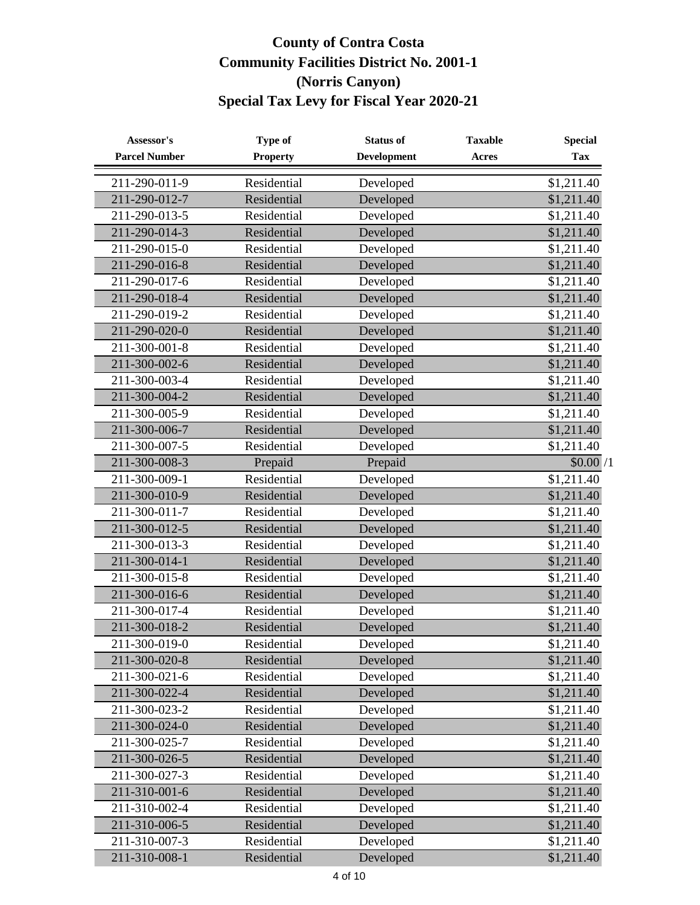# County of Contra Costa
## Community Facilities District No. 2001-1
## (Norris Canyon)
## Special Tax Levy for Fiscal Year 2020-21

| Assessor's Parcel Number | Type of Property | Status of Development | Taxable Acres | Special Tax |
|---|---|---|---|---|
| 211-290-011-9 | Residential | Developed | | $1,211.40 |
| 211-290-012-7 | Residential | Developed | | $1,211.40 |
| 211-290-013-5 | Residential | Developed | | $1,211.40 |
| 211-290-014-3 | Residential | Developed | | $1,211.40 |
| 211-290-015-0 | Residential | Developed | | $1,211.40 |
| 211-290-016-8 | Residential | Developed | | $1,211.40 |
| 211-290-017-6 | Residential | Developed | | $1,211.40 |
| 211-290-018-4 | Residential | Developed | | $1,211.40 |
| 211-290-019-2 | Residential | Developed | | $1,211.40 |
| 211-290-020-0 | Residential | Developed | | $1,211.40 |
| 211-300-001-8 | Residential | Developed | | $1,211.40 |
| 211-300-002-6 | Residential | Developed | | $1,211.40 |
| 211-300-003-4 | Residential | Developed | | $1,211.40 |
| 211-300-004-2 | Residential | Developed | | $1,211.40 |
| 211-300-005-9 | Residential | Developed | | $1,211.40 |
| 211-300-006-7 | Residential | Developed | | $1,211.40 |
| 211-300-007-5 | Residential | Developed | | $1,211.40 |
| 211-300-008-3 | Prepaid | Prepaid | | $0.00 /1 |
| 211-300-009-1 | Residential | Developed | | $1,211.40 |
| 211-300-010-9 | Residential | Developed | | $1,211.40 |
| 211-300-011-7 | Residential | Developed | | $1,211.40 |
| 211-300-012-5 | Residential | Developed | | $1,211.40 |
| 211-300-013-3 | Residential | Developed | | $1,211.40 |
| 211-300-014-1 | Residential | Developed | | $1,211.40 |
| 211-300-015-8 | Residential | Developed | | $1,211.40 |
| 211-300-016-6 | Residential | Developed | | $1,211.40 |
| 211-300-017-4 | Residential | Developed | | $1,211.40 |
| 211-300-018-2 | Residential | Developed | | $1,211.40 |
| 211-300-019-0 | Residential | Developed | | $1,211.40 |
| 211-300-020-8 | Residential | Developed | | $1,211.40 |
| 211-300-021-6 | Residential | Developed | | $1,211.40 |
| 211-300-022-4 | Residential | Developed | | $1,211.40 |
| 211-300-023-2 | Residential | Developed | | $1,211.40 |
| 211-300-024-0 | Residential | Developed | | $1,211.40 |
| 211-300-025-7 | Residential | Developed | | $1,211.40 |
| 211-300-026-5 | Residential | Developed | | $1,211.40 |
| 211-300-027-3 | Residential | Developed | | $1,211.40 |
| 211-310-001-6 | Residential | Developed | | $1,211.40 |
| 211-310-002-4 | Residential | Developed | | $1,211.40 |
| 211-310-006-5 | Residential | Developed | | $1,211.40 |
| 211-310-007-3 | Residential | Developed | | $1,211.40 |
| 211-310-008-1 | Residential | Developed | | $1,211.40 |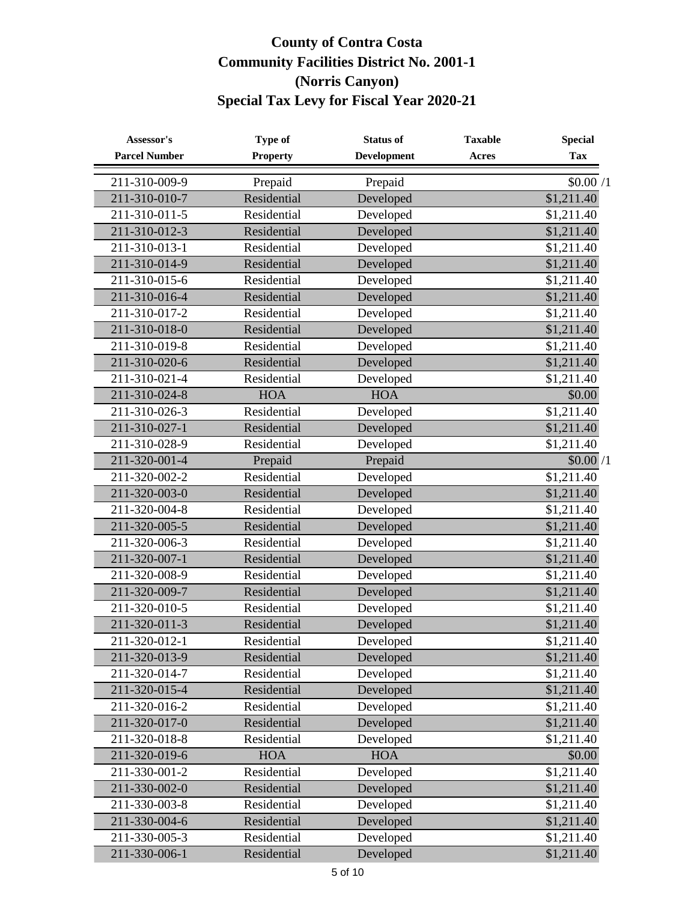# County of Contra Costa
## Community Facilities District No. 2001-1
## (Norris Canyon)
## Special Tax Levy for Fiscal Year 2020-21

| Assessor's Parcel Number | Type of Property | Status of Development | Taxable Acres | Special Tax |
|---|---|---|---|---|
| 211-310-009-9 | Prepaid | Prepaid | | $0.00 /1 |
| 211-310-010-7 | Residential | Developed | | $1,211.40 |
| 211-310-011-5 | Residential | Developed | | $1,211.40 |
| 211-310-012-3 | Residential | Developed | | $1,211.40 |
| 211-310-013-1 | Residential | Developed | | $1,211.40 |
| 211-310-014-9 | Residential | Developed | | $1,211.40 |
| 211-310-015-6 | Residential | Developed | | $1,211.40 |
| 211-310-016-4 | Residential | Developed | | $1,211.40 |
| 211-310-017-2 | Residential | Developed | | $1,211.40 |
| 211-310-018-0 | Residential | Developed | | $1,211.40 |
| 211-310-019-8 | Residential | Developed | | $1,211.40 |
| 211-310-020-6 | Residential | Developed | | $1,211.40 |
| 211-310-021-4 | Residential | Developed | | $1,211.40 |
| 211-310-024-8 | HOA | HOA | | $0.00 |
| 211-310-026-3 | Residential | Developed | | $1,211.40 |
| 211-310-027-1 | Residential | Developed | | $1,211.40 |
| 211-310-028-9 | Residential | Developed | | $1,211.40 |
| 211-320-001-4 | Prepaid | Prepaid | | $0.00 /1 |
| 211-320-002-2 | Residential | Developed | | $1,211.40 |
| 211-320-003-0 | Residential | Developed | | $1,211.40 |
| 211-320-004-8 | Residential | Developed | | $1,211.40 |
| 211-320-005-5 | Residential | Developed | | $1,211.40 |
| 211-320-006-3 | Residential | Developed | | $1,211.40 |
| 211-320-007-1 | Residential | Developed | | $1,211.40 |
| 211-320-008-9 | Residential | Developed | | $1,211.40 |
| 211-320-009-7 | Residential | Developed | | $1,211.40 |
| 211-320-010-5 | Residential | Developed | | $1,211.40 |
| 211-320-011-3 | Residential | Developed | | $1,211.40 |
| 211-320-012-1 | Residential | Developed | | $1,211.40 |
| 211-320-013-9 | Residential | Developed | | $1,211.40 |
| 211-320-014-7 | Residential | Developed | | $1,211.40 |
| 211-320-015-4 | Residential | Developed | | $1,211.40 |
| 211-320-016-2 | Residential | Developed | | $1,211.40 |
| 211-320-017-0 | Residential | Developed | | $1,211.40 |
| 211-320-018-8 | Residential | Developed | | $1,211.40 |
| 211-320-019-6 | HOA | HOA | | $0.00 |
| 211-330-001-2 | Residential | Developed | | $1,211.40 |
| 211-330-002-0 | Residential | Developed | | $1,211.40 |
| 211-330-003-8 | Residential | Developed | | $1,211.40 |
| 211-330-004-6 | Residential | Developed | | $1,211.40 |
| 211-330-005-3 | Residential | Developed | | $1,211.40 |
| 211-330-006-1 | Residential | Developed | | $1,211.40 |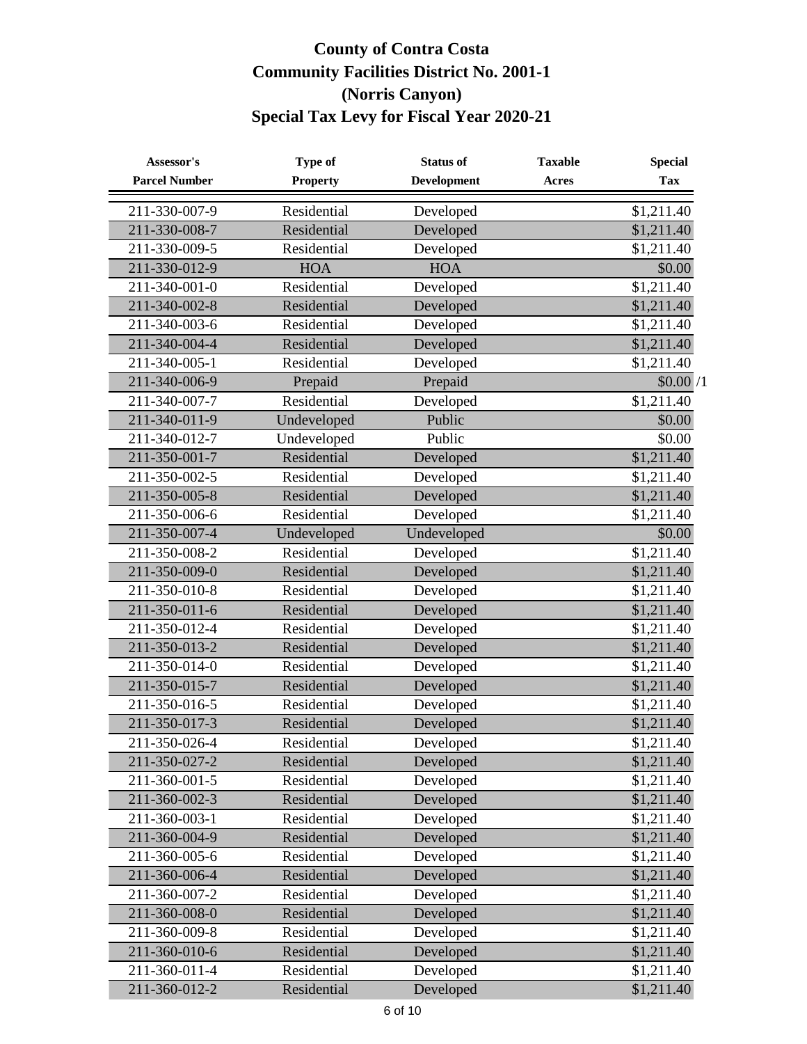# County of Contra Costa
# Community Facilities District No. 2001-1
# (Norris Canyon)
# Special Tax Levy for Fiscal Year 2020-21

| Assessor's Parcel Number | Type of Property | Status of Development | Taxable Acres | Special Tax |
|---|---|---|---|---|
| 211-330-007-9 | Residential | Developed | | $1,211.40 |
| 211-330-008-7 | Residential | Developed | | $1,211.40 |
| 211-330-009-5 | Residential | Developed | | $1,211.40 |
| 211-330-012-9 | HOA | HOA | | $0.00 |
| 211-340-001-0 | Residential | Developed | | $1,211.40 |
| 211-340-002-8 | Residential | Developed | | $1,211.40 |
| 211-340-003-6 | Residential | Developed | | $1,211.40 |
| 211-340-004-4 | Residential | Developed | | $1,211.40 |
| 211-340-005-1 | Residential | Developed | | $1,211.40 |
| 211-340-006-9 | Prepaid | Prepaid | | $0.00 /1 |
| 211-340-007-7 | Residential | Developed | | $1,211.40 |
| 211-340-011-9 | Undeveloped | Public | | $0.00 |
| 211-340-012-7 | Undeveloped | Public | | $0.00 |
| 211-350-001-7 | Residential | Developed | | $1,211.40 |
| 211-350-002-5 | Residential | Developed | | $1,211.40 |
| 211-350-005-8 | Residential | Developed | | $1,211.40 |
| 211-350-006-6 | Residential | Developed | | $1,211.40 |
| 211-350-007-4 | Undeveloped | Undeveloped | | $0.00 |
| 211-350-008-2 | Residential | Developed | | $1,211.40 |
| 211-350-009-0 | Residential | Developed | | $1,211.40 |
| 211-350-010-8 | Residential | Developed | | $1,211.40 |
| 211-350-011-6 | Residential | Developed | | $1,211.40 |
| 211-350-012-4 | Residential | Developed | | $1,211.40 |
| 211-350-013-2 | Residential | Developed | | $1,211.40 |
| 211-350-014-0 | Residential | Developed | | $1,211.40 |
| 211-350-015-7 | Residential | Developed | | $1,211.40 |
| 211-350-016-5 | Residential | Developed | | $1,211.40 |
| 211-350-017-3 | Residential | Developed | | $1,211.40 |
| 211-350-026-4 | Residential | Developed | | $1,211.40 |
| 211-350-027-2 | Residential | Developed | | $1,211.40 |
| 211-360-001-5 | Residential | Developed | | $1,211.40 |
| 211-360-002-3 | Residential | Developed | | $1,211.40 |
| 211-360-003-1 | Residential | Developed | | $1,211.40 |
| 211-360-004-9 | Residential | Developed | | $1,211.40 |
| 211-360-005-6 | Residential | Developed | | $1,211.40 |
| 211-360-006-4 | Residential | Developed | | $1,211.40 |
| 211-360-007-2 | Residential | Developed | | $1,211.40 |
| 211-360-008-0 | Residential | Developed | | $1,211.40 |
| 211-360-009-8 | Residential | Developed | | $1,211.40 |
| 211-360-010-6 | Residential | Developed | | $1,211.40 |
| 211-360-011-4 | Residential | Developed | | $1,211.40 |
| 211-360-012-2 | Residential | Developed | | $1,211.40 |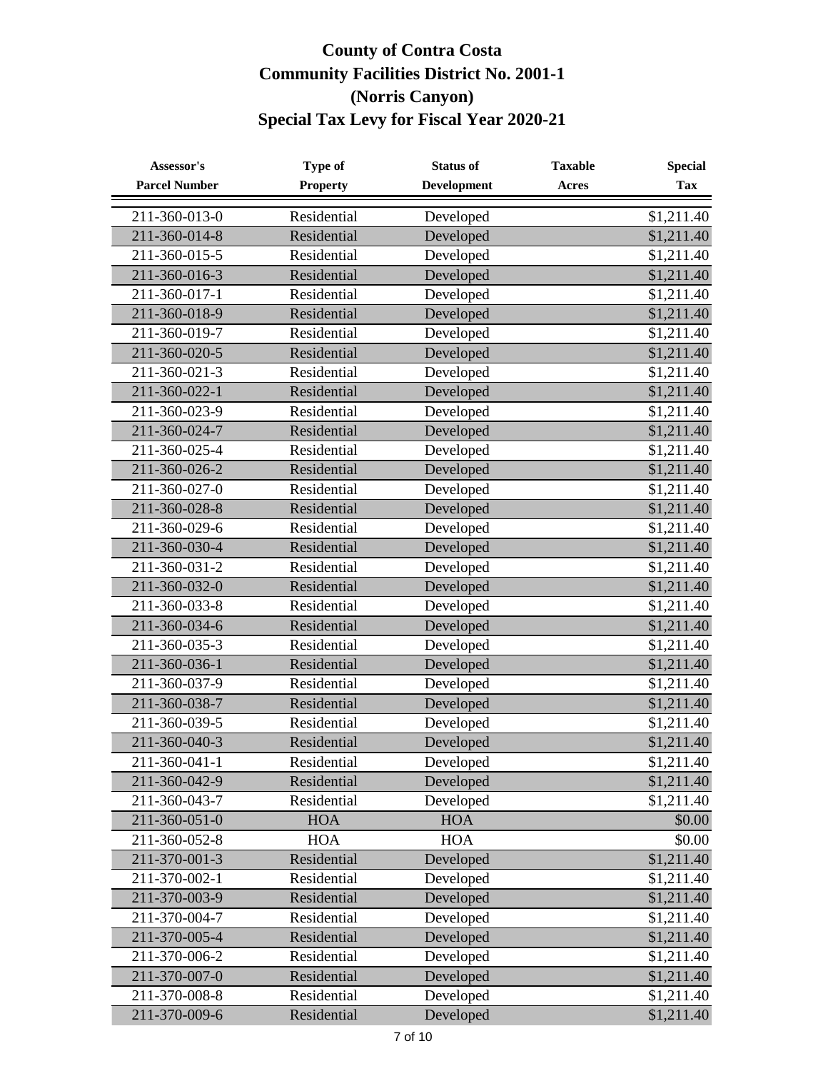# County of Contra Costa
# Community Facilities District No. 2001-1
# (Norris Canyon)
# Special Tax Levy for Fiscal Year 2020-21

| Assessor's Parcel Number | Type of Property | Status of Development | Taxable Acres | Special Tax |
|---|---|---|---|---|
| 211-360-013-0 | Residential | Developed | | $1,211.40 |
| 211-360-014-8 | Residential | Developed | | $1,211.40 |
| 211-360-015-5 | Residential | Developed | | $1,211.40 |
| 211-360-016-3 | Residential | Developed | | $1,211.40 |
| 211-360-017-1 | Residential | Developed | | $1,211.40 |
| 211-360-018-9 | Residential | Developed | | $1,211.40 |
| 211-360-019-7 | Residential | Developed | | $1,211.40 |
| 211-360-020-5 | Residential | Developed | | $1,211.40 |
| 211-360-021-3 | Residential | Developed | | $1,211.40 |
| 211-360-022-1 | Residential | Developed | | $1,211.40 |
| 211-360-023-9 | Residential | Developed | | $1,211.40 |
| 211-360-024-7 | Residential | Developed | | $1,211.40 |
| 211-360-025-4 | Residential | Developed | | $1,211.40 |
| 211-360-026-2 | Residential | Developed | | $1,211.40 |
| 211-360-027-0 | Residential | Developed | | $1,211.40 |
| 211-360-028-8 | Residential | Developed | | $1,211.40 |
| 211-360-029-6 | Residential | Developed | | $1,211.40 |
| 211-360-030-4 | Residential | Developed | | $1,211.40 |
| 211-360-031-2 | Residential | Developed | | $1,211.40 |
| 211-360-032-0 | Residential | Developed | | $1,211.40 |
| 211-360-033-8 | Residential | Developed | | $1,211.40 |
| 211-360-034-6 | Residential | Developed | | $1,211.40 |
| 211-360-035-3 | Residential | Developed | | $1,211.40 |
| 211-360-036-1 | Residential | Developed | | $1,211.40 |
| 211-360-037-9 | Residential | Developed | | $1,211.40 |
| 211-360-038-7 | Residential | Developed | | $1,211.40 |
| 211-360-039-5 | Residential | Developed | | $1,211.40 |
| 211-360-040-3 | Residential | Developed | | $1,211.40 |
| 211-360-041-1 | Residential | Developed | | $1,211.40 |
| 211-360-042-9 | Residential | Developed | | $1,211.40 |
| 211-360-043-7 | Residential | Developed | | $1,211.40 |
| 211-360-051-0 | HOA | HOA | | $0.00 |
| 211-360-052-8 | HOA | HOA | | $0.00 |
| 211-370-001-3 | Residential | Developed | | $1,211.40 |
| 211-370-002-1 | Residential | Developed | | $1,211.40 |
| 211-370-003-9 | Residential | Developed | | $1,211.40 |
| 211-370-004-7 | Residential | Developed | | $1,211.40 |
| 211-370-005-4 | Residential | Developed | | $1,211.40 |
| 211-370-006-2 | Residential | Developed | | $1,211.40 |
| 211-370-007-0 | Residential | Developed | | $1,211.40 |
| 211-370-008-8 | Residential | Developed | | $1,211.40 |
| 211-370-009-6 | Residential | Developed | | $1,211.40 |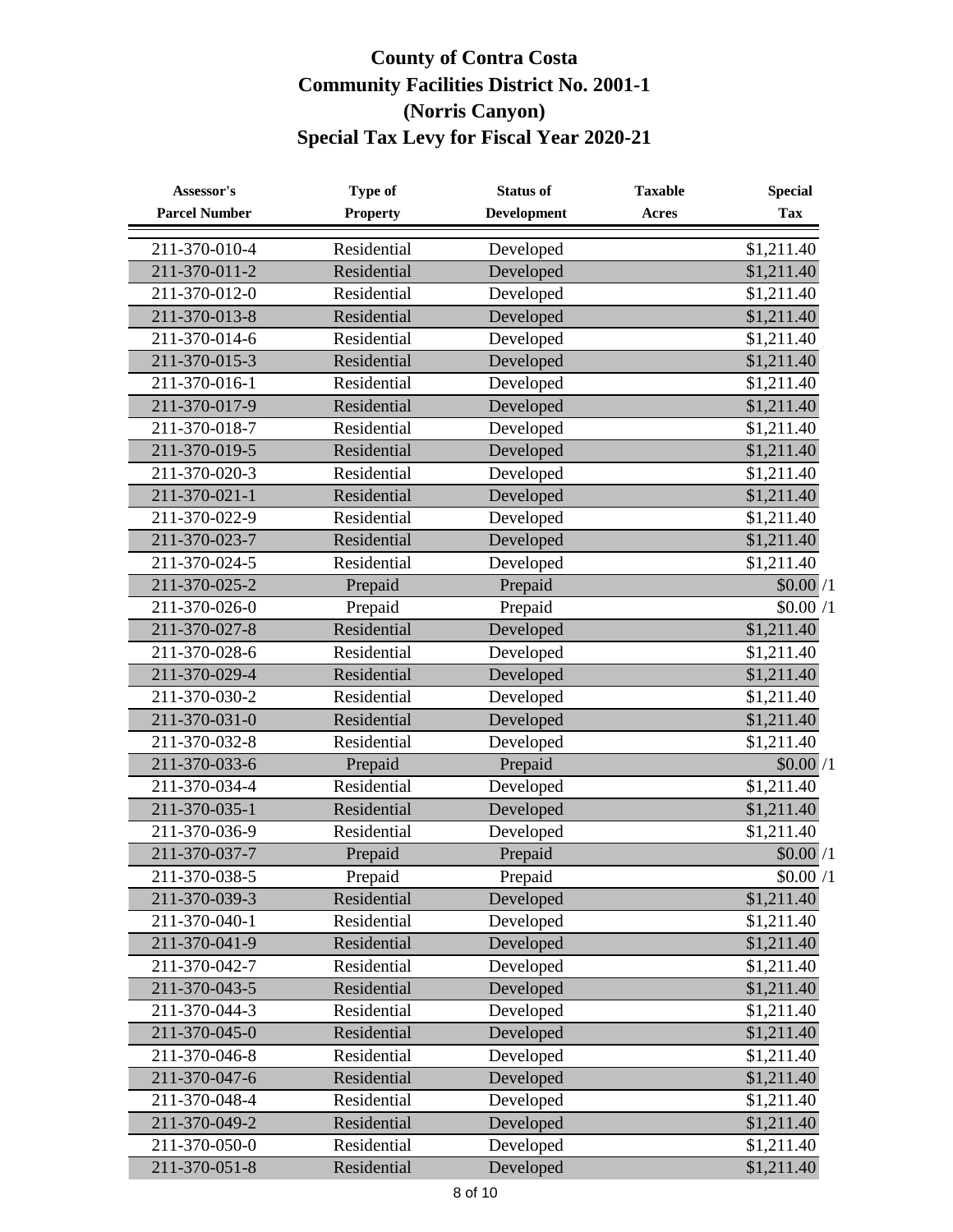# County of Contra Costa
# Community Facilities District No. 2001-1
# (Norris Canyon)
# Special Tax Levy for Fiscal Year 2020-21

| Assessor's Parcel Number | Type of Property | Status of Development | Taxable Acres | Special Tax |
|---|---|---|---|---|
| 211-370-010-4 | Residential | Developed | | $1,211.40 |
| 211-370-011-2 | Residential | Developed | | $1,211.40 |
| 211-370-012-0 | Residential | Developed | | $1,211.40 |
| 211-370-013-8 | Residential | Developed | | $1,211.40 |
| 211-370-014-6 | Residential | Developed | | $1,211.40 |
| 211-370-015-3 | Residential | Developed | | $1,211.40 |
| 211-370-016-1 | Residential | Developed | | $1,211.40 |
| 211-370-017-9 | Residential | Developed | | $1,211.40 |
| 211-370-018-7 | Residential | Developed | | $1,211.40 |
| 211-370-019-5 | Residential | Developed | | $1,211.40 |
| 211-370-020-3 | Residential | Developed | | $1,211.40 |
| 211-370-021-1 | Residential | Developed | | $1,211.40 |
| 211-370-022-9 | Residential | Developed | | $1,211.40 |
| 211-370-023-7 | Residential | Developed | | $1,211.40 |
| 211-370-024-5 | Residential | Developed | | $1,211.40 |
| 211-370-025-2 | Prepaid | Prepaid | | $0.00 /1 |
| 211-370-026-0 | Prepaid | Prepaid | | $0.00 /1 |
| 211-370-027-8 | Residential | Developed | | $1,211.40 |
| 211-370-028-6 | Residential | Developed | | $1,211.40 |
| 211-370-029-4 | Residential | Developed | | $1,211.40 |
| 211-370-030-2 | Residential | Developed | | $1,211.40 |
| 211-370-031-0 | Residential | Developed | | $1,211.40 |
| 211-370-032-8 | Residential | Developed | | $1,211.40 |
| 211-370-033-6 | Prepaid | Prepaid | | $0.00 /1 |
| 211-370-034-4 | Residential | Developed | | $1,211.40 |
| 211-370-035-1 | Residential | Developed | | $1,211.40 |
| 211-370-036-9 | Residential | Developed | | $1,211.40 |
| 211-370-037-7 | Prepaid | Prepaid | | $0.00 /1 |
| 211-370-038-5 | Prepaid | Prepaid | | $0.00 /1 |
| 211-370-039-3 | Residential | Developed | | $1,211.40 |
| 211-370-040-1 | Residential | Developed | | $1,211.40 |
| 211-370-041-9 | Residential | Developed | | $1,211.40 |
| 211-370-042-7 | Residential | Developed | | $1,211.40 |
| 211-370-043-5 | Residential | Developed | | $1,211.40 |
| 211-370-044-3 | Residential | Developed | | $1,211.40 |
| 211-370-045-0 | Residential | Developed | | $1,211.40 |
| 211-370-046-8 | Residential | Developed | | $1,211.40 |
| 211-370-047-6 | Residential | Developed | | $1,211.40 |
| 211-370-048-4 | Residential | Developed | | $1,211.40 |
| 211-370-049-2 | Residential | Developed | | $1,211.40 |
| 211-370-050-0 | Residential | Developed | | $1,211.40 |
| 211-370-051-8 | Residential | Developed | | $1,211.40 |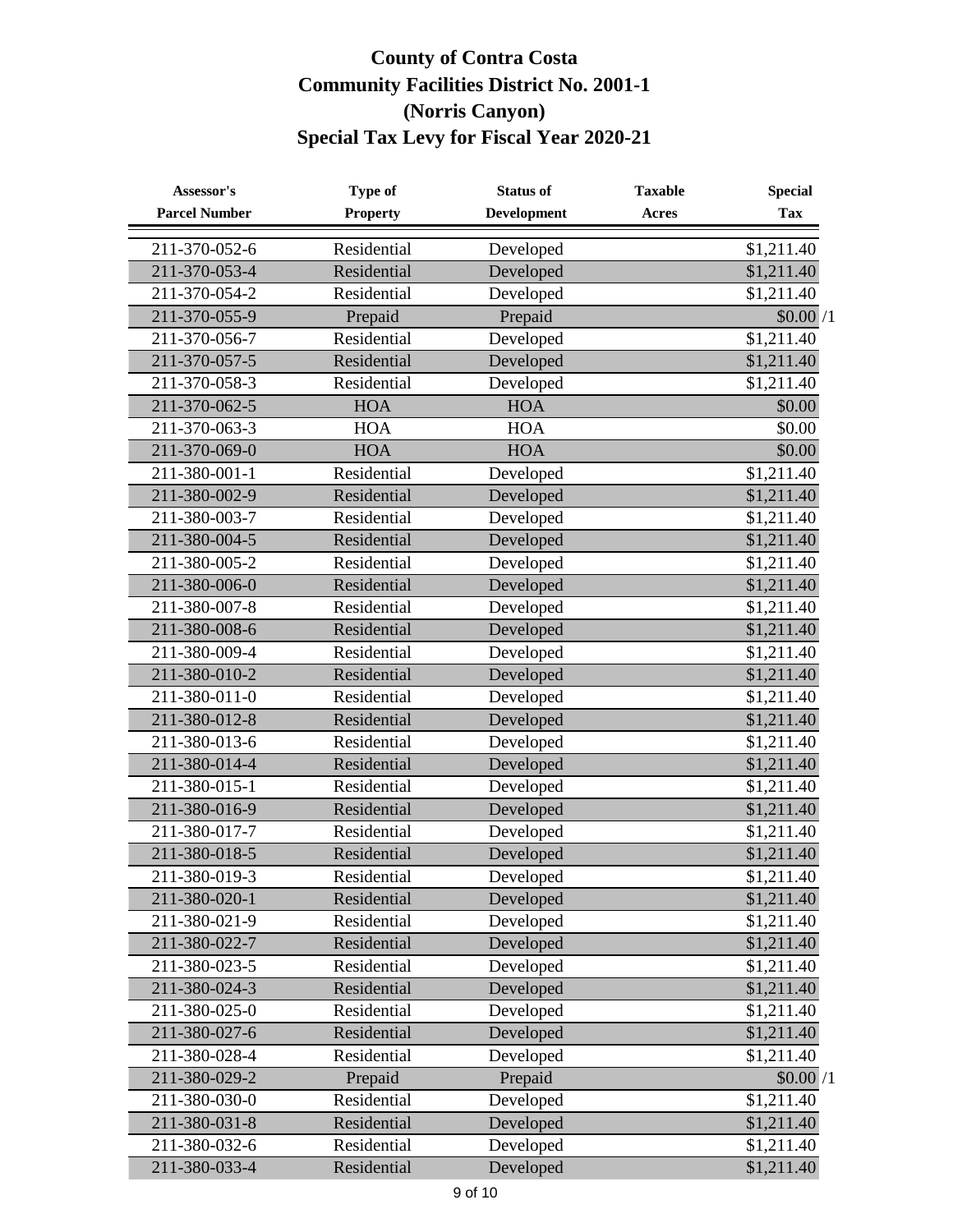# County of Contra Costa
## Community Facilities District No. 2001-1
## (Norris Canyon)
## Special Tax Levy for Fiscal Year 2020-21

| Assessor's Parcel Number | Type of Property | Status of Development | Taxable Acres | Special Tax |
|---|---|---|---|---|
| 211-370-052-6 | Residential | Developed | | $1,211.40 |
| 211-370-053-4 | Residential | Developed | | $1,211.40 |
| 211-370-054-2 | Residential | Developed | | $1,211.40 |
| 211-370-055-9 | Prepaid | Prepaid | | $0.00 /1 |
| 211-370-056-7 | Residential | Developed | | $1,211.40 |
| 211-370-057-5 | Residential | Developed | | $1,211.40 |
| 211-370-058-3 | Residential | Developed | | $1,211.40 |
| 211-370-062-5 | HOA | HOA | | $0.00 |
| 211-370-063-3 | HOA | HOA | | $0.00 |
| 211-370-069-0 | HOA | HOA | | $0.00 |
| 211-380-001-1 | Residential | Developed | | $1,211.40 |
| 211-380-002-9 | Residential | Developed | | $1,211.40 |
| 211-380-003-7 | Residential | Developed | | $1,211.40 |
| 211-380-004-5 | Residential | Developed | | $1,211.40 |
| 211-380-005-2 | Residential | Developed | | $1,211.40 |
| 211-380-006-0 | Residential | Developed | | $1,211.40 |
| 211-380-007-8 | Residential | Developed | | $1,211.40 |
| 211-380-008-6 | Residential | Developed | | $1,211.40 |
| 211-380-009-4 | Residential | Developed | | $1,211.40 |
| 211-380-010-2 | Residential | Developed | | $1,211.40 |
| 211-380-011-0 | Residential | Developed | | $1,211.40 |
| 211-380-012-8 | Residential | Developed | | $1,211.40 |
| 211-380-013-6 | Residential | Developed | | $1,211.40 |
| 211-380-014-4 | Residential | Developed | | $1,211.40 |
| 211-380-015-1 | Residential | Developed | | $1,211.40 |
| 211-380-016-9 | Residential | Developed | | $1,211.40 |
| 211-380-017-7 | Residential | Developed | | $1,211.40 |
| 211-380-018-5 | Residential | Developed | | $1,211.40 |
| 211-380-019-3 | Residential | Developed | | $1,211.40 |
| 211-380-020-1 | Residential | Developed | | $1,211.40 |
| 211-380-021-9 | Residential | Developed | | $1,211.40 |
| 211-380-022-7 | Residential | Developed | | $1,211.40 |
| 211-380-023-5 | Residential | Developed | | $1,211.40 |
| 211-380-024-3 | Residential | Developed | | $1,211.40 |
| 211-380-025-0 | Residential | Developed | | $1,211.40 |
| 211-380-027-6 | Residential | Developed | | $1,211.40 |
| 211-380-028-4 | Residential | Developed | | $1,211.40 |
| 211-380-029-2 | Prepaid | Prepaid | | $0.00 /1 |
| 211-380-030-0 | Residential | Developed | | $1,211.40 |
| 211-380-031-8 | Residential | Developed | | $1,211.40 |
| 211-380-032-6 | Residential | Developed | | $1,211.40 |
| 211-380-033-4 | Residential | Developed | | $1,211.40 |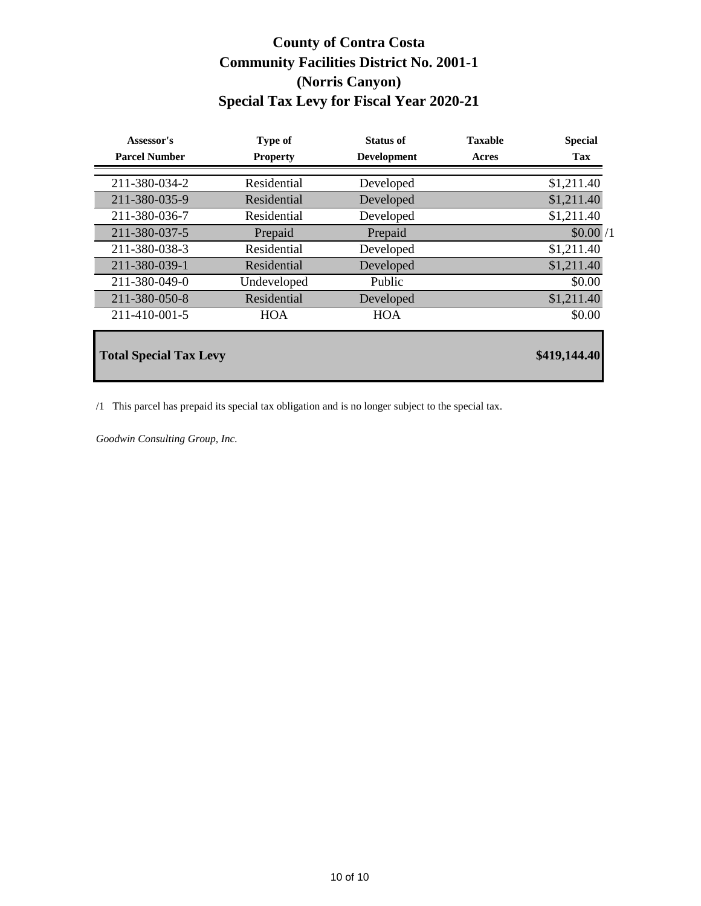# County of Contra Costa
## Community Facilities District No. 2001-1
## (Norris Canyon)
## Special Tax Levy for Fiscal Year 2020-21

| Assessor's Parcel Number | Type of Property | Status of Development | Taxable Acres | Special Tax |
|---|---|---|---|---|
| 211-380-034-2 | Residential | Developed | | $1,211.40 |
| 211-380-035-9 | Residential | Developed | | $1,211.40 |
| 211-380-036-7 | Residential | Developed | | $1,211.40 |
| 211-380-037-5 | Prepaid | Prepaid | | $0.00 /1 |
| 211-380-038-3 | Residential | Developed | | $1,211.40 |
| 211-380-039-1 | Residential | Developed | | $1,211.40 |
| 211-380-049-0 | Undeveloped | Public | | $0.00 |
| 211-380-050-8 | Residential | Developed | | $1,211.40 |
| 211-410-001-5 | HOA | HOA | | $0.00 |
| **Total Special Tax Levy** | | | | **$419,144.40** |

/1 This parcel has prepaid its special tax obligation and is no longer subject to the special tax.

*Goodwin Consulting Group, Inc.*